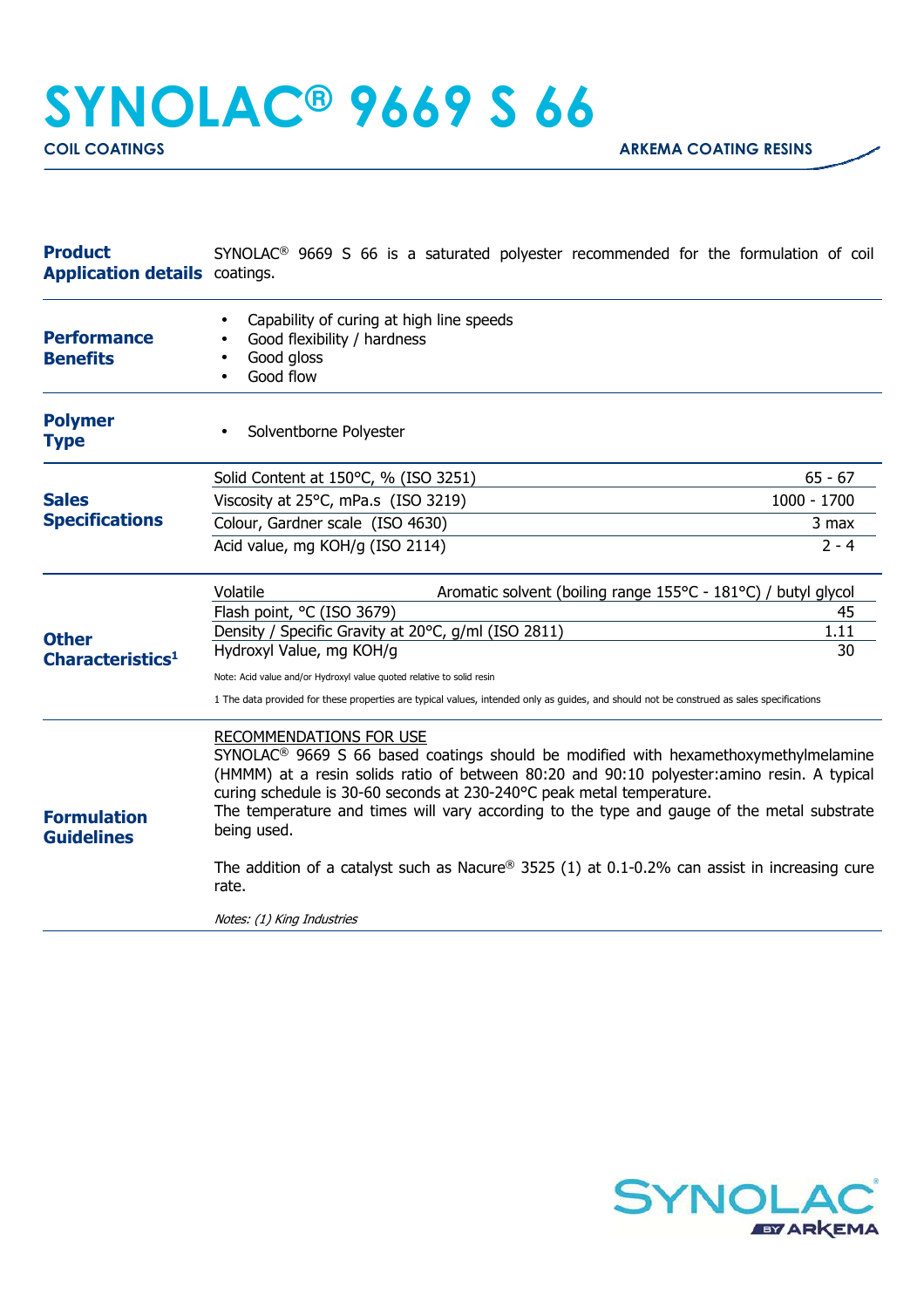# SYNOLAC® 9669 S 66

**COIL COATINGS** — **ARKEMA COATING RESINS**

## Product Application details

SYNOLAC® 9669 S 66 is a saturated polyester recommended for the formulation of coil coatings.

## Performance Benefits

- Capability of curing at high line speeds
- Good flexibility / hardness
- Good gloss
- Good flow

## Polymer Type

- Solventborne Polyester

## Sales Specifications

| Property | Value |
|---|---|
| Solid Content at 150°C, % (ISO 3251) | 65 - 67 |
| Viscosity at 25°C, mPa.s (ISO 3219) | 1000 - 1700 |
| Colour, Gardner scale (ISO 4630) | 3 max |
| Acid value, mg KOH/g (ISO 2114) | 2 - 4 |

## Other Characteristics[1]

| Property | Value |
|---|---|
| Volatile | Aromatic solvent (boiling range 155°C - 181°C) / butyl glycol |
| Flash point, °C (ISO 3679) | 45 |
| Density / Specific Gravity at 20°C, g/ml (ISO 2811) | 1.11 |
| Hydroxyl Value, mg KOH/g | 30 |

Note: Acid value and/or Hydroxyl value quoted relative to solid resin

1 The data provided for these properties are typical values, intended only as guides, and should not be construed as sales specifications

## Formulation Guidelines

RECOMMENDATIONS FOR USE

SYNOLAC® 9669 S 66 based coatings should be modified with hexamethoxymethylmelamine (HMMM) at a resin solids ratio of between 80:20 and 90:10 polyester:amino resin. A typical curing schedule is 30-60 seconds at 230-240°C peak metal temperature.
The temperature and times will vary according to the type and gauge of the metal substrate being used.

The addition of a catalyst such as Nacure® 3525 (1) at 0.1-0.2% can assist in increasing cure rate.

*Notes: (1) King Industries*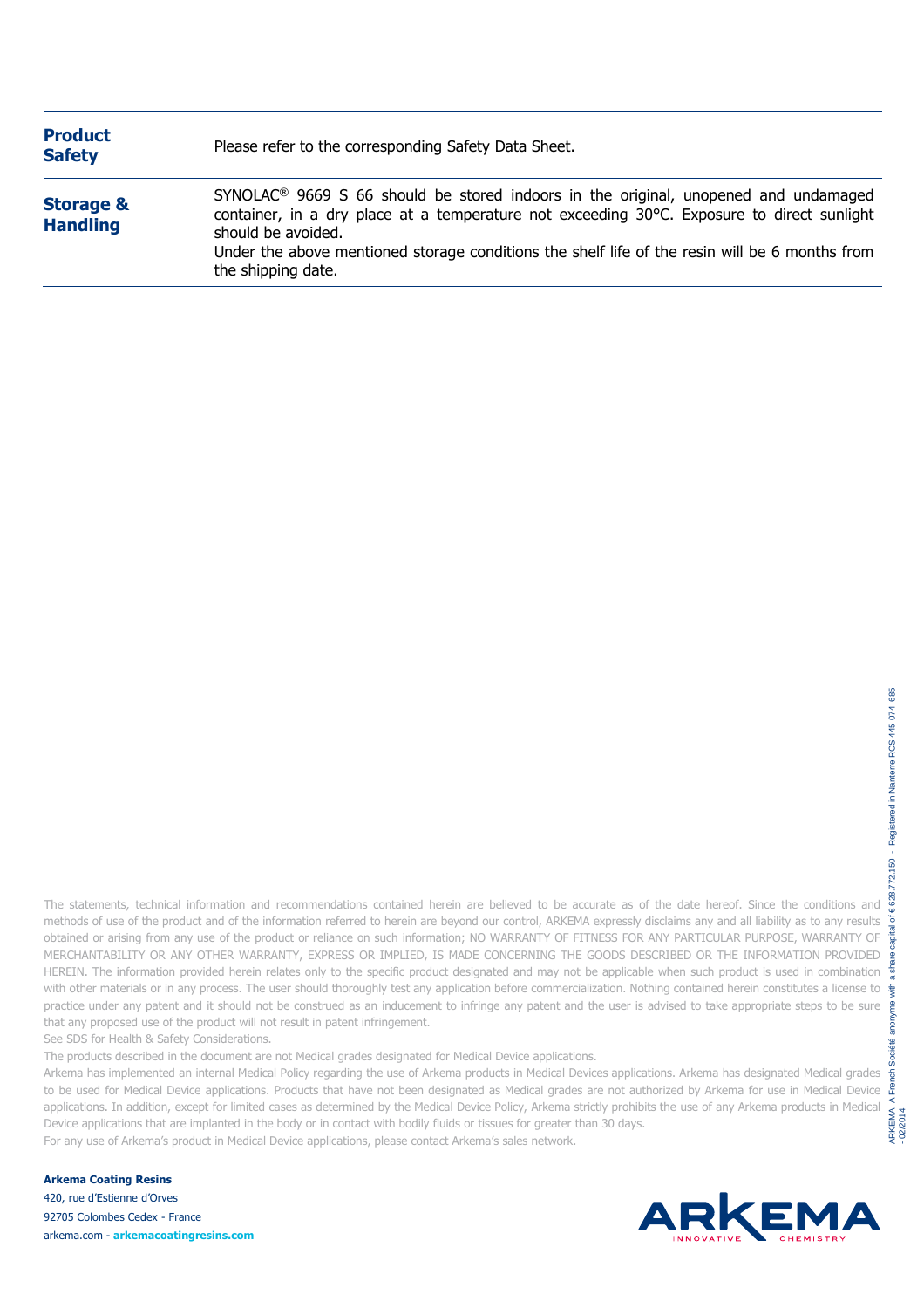| | |
|---|---|
| **Product Safety** | Please refer to the corresponding Safety Data Sheet. |
| **Storage & Handling** | SYNOLAC® 9669 S 66 should be stored indoors in the original, unopened and undamaged container, in a dry place at a temperature not exceeding 30°C. Exposure to direct sunlight should be avoided.<br>Under the above mentioned storage conditions the shelf life of the resin will be 6 months from the shipping date. |

The statements, technical information and recommendations contained herein are believed to be accurate as of the date hereof. Since the conditions and methods of use of the product and of the information referred to herein are beyond our control, ARKEMA expressly disclaims any and all liability as to any results obtained or arising from any use of the product or reliance on such information; NO WARRANTY OF FITNESS FOR ANY PARTICULAR PURPOSE, WARRANTY OF MERCHANTABILITY OR ANY OTHER WARRANTY, EXPRESS OR IMPLIED, IS MADE CONCERNING THE GOODS DESCRIBED OR THE INFORMATION PROVIDED HEREIN. The information provided herein relates only to the specific product designated and may not be applicable when such product is used in combination with other materials or in any process. The user should thoroughly test any application before commercialization. Nothing contained herein constitutes a license to practice under any patent and it should not be construed as an inducement to infringe any patent and the user is advised to take appropriate steps to be sure that any proposed use of the product will not result in patent infringement.
See SDS for Health & Safety Considerations.

The products described in the document are not Medical grades designated for Medical Device applications.
Arkema has implemented an internal Medical Policy regarding the use of Arkema products in Medical Devices applications. Arkema has designated Medical grades to be used for Medical Device applications. Products that have not been designated as Medical grades are not authorized by Arkema for use in Medical Device applications. In addition, except for limited cases as determined by the Medical Device Policy, Arkema strictly prohibits the use of any Arkema products in Medical Device applications that are implanted in the body or in contact with bodily fluids or tissues for greater than 30 days.
For any use of Arkema's product in Medical Device applications, please contact Arkema's sales network.

ARKEMA A French Société anonyme with a share capital of € 628.772.150 - Registered in Nanterre RCS 445 074 685 - 02/2014

**Arkema Coating Resins**
420, rue d'Estienne d'Orves
92705 Colombes Cedex - France
arkema.com - **arkemacoatingresins.com**

ARKEMA INNOVATIVE CHEMISTRY